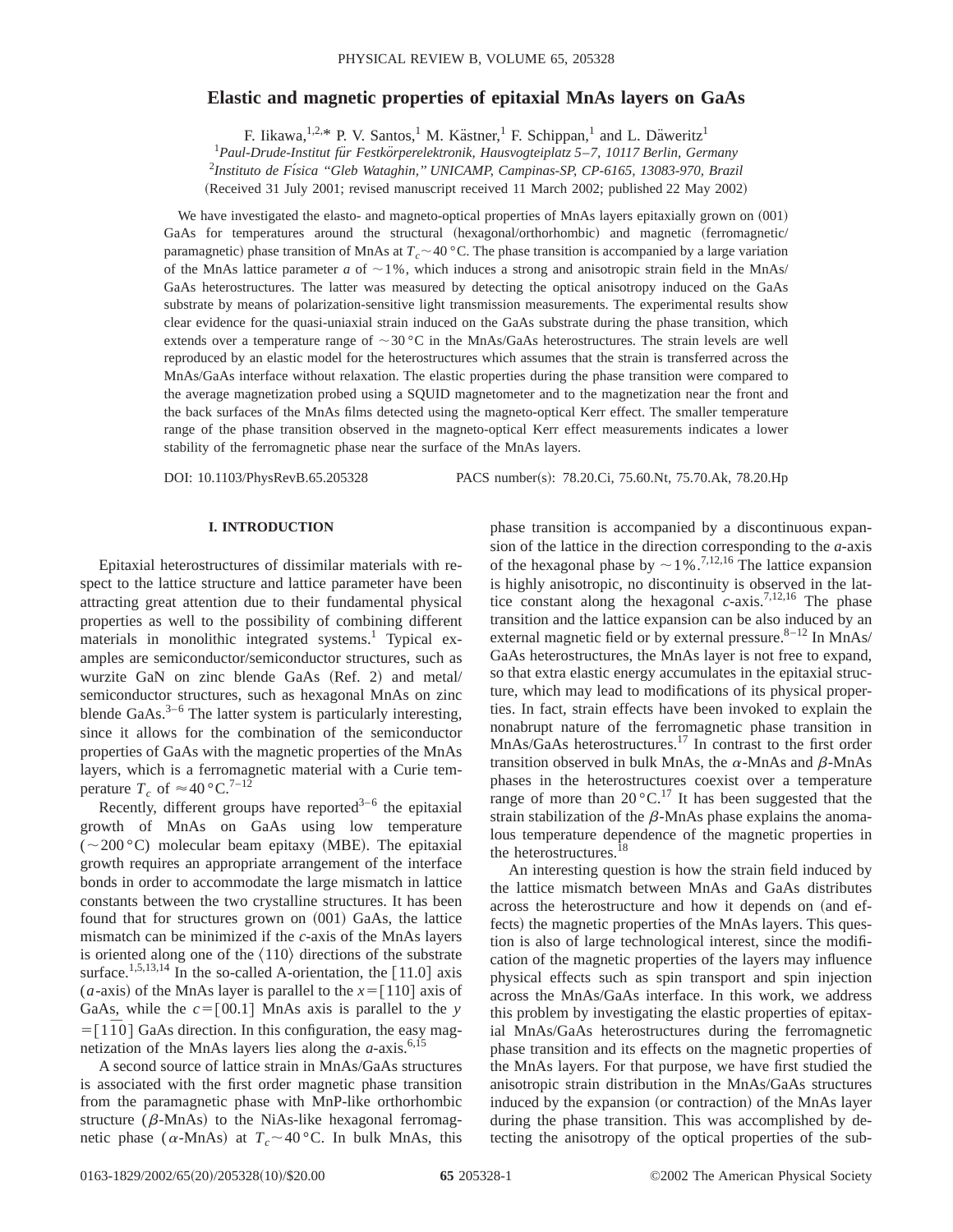# Elastic and magnetic properties of epitaxial MnAs layers on GaAs

F. Iikawa,[1,2,*] P. V. Santos,[1] M. Kästner,[1] F. Schippan,[1] and L. Däweritz[1]

[1]*Paul-Drude-Institut für Festkörperelektronik, Hausvogteiplatz 5–7, 10117 Berlin, Germany*

[2]*Instituto de Física "Gleb Wataghin," UNICAMP, Campinas-SP, CP-6165, 13083-970, Brazil*

(Received 31 July 2001; revised manuscript received 11 March 2002; published 22 May 2002)

We have investigated the elasto- and magneto-optical properties of MnAs layers epitaxially grown on (001) GaAs for temperatures around the structural (hexagonal/orthorhombic) and magnetic (ferromagnetic/paramagnetic) phase transition of MnAs at $T_c \sim 40\,°\mathrm{C}$. The phase transition is accompanied by a large variation of the MnAs lattice parameter $a$ of $\sim 1\%$, which induces a strong and anisotropic strain field in the MnAs/GaAs heterostructures. The latter was measured by detecting the optical anisotropy induced on the GaAs substrate by means of polarization-sensitive light transmission measurements. The experimental results show clear evidence for the quasi-uniaxial strain induced on the GaAs substrate during the phase transition, which extends over a temperature range of $\sim 30\,°\mathrm{C}$ in the MnAs/GaAs heterostructures. The strain levels are well reproduced by an elastic model for the heterostructures which assumes that the strain is transferred across the MnAs/GaAs interface without relaxation. The elastic properties during the phase transition were compared to the average magnetization probed using a SQUID magnetometer and to the magnetization near the front and the back surfaces of the MnAs films detected using the magneto-optical Kerr effect. The smaller temperature range of the phase transition observed in the magneto-optical Kerr effect measurements indicates a lower stability of the ferromagnetic phase near the surface of the MnAs layers.

DOI: 10.1103/PhysRevB.65.205328 PACS number(s): 78.20.Ci, 75.60.Nt, 75.70.Ak, 78.20.Hp

## I. INTRODUCTION

Epitaxial heterostructures of dissimilar materials with respect to the lattice structure and lattice parameter have been attracting great attention due to their fundamental physical properties as well to the possibility of combining different materials in monolithic integrated systems.[1] Typical examples are semiconductor/semiconductor structures, such as wurzite GaN on zinc blende GaAs (Ref. 2) and metal/semiconductor structures, such as hexagonal MnAs on zinc blende GaAs.[3–6] The latter system is particularly interesting, since it allows for the combination of the semiconductor properties of GaAs with the magnetic properties of the MnAs layers, which is a ferromagnetic material with a Curie temperature $T_c$ of $\approx 40\,°\mathrm{C}$.[7–12]

Recently, different groups have reported[3–6] the epitaxial growth of MnAs on GaAs using low temperature ($\sim 200\,°\mathrm{C}$) molecular beam epitaxy (MBE). The epitaxial growth requires an appropriate arrangement of the interface bonds in order to accommodate the large mismatch in lattice constants between the two crystalline structures. It has been found that for structures grown on (001) GaAs, the lattice mismatch can be minimized if the $c$-axis of the MnAs layers is oriented along one of the $\langle 110\rangle$ directions of the substrate surface.[1,5,13,14] In the so-called A-orientation, the [11.0] axis ($a$-axis) of the MnAs layer is parallel to the $x=[110]$ axis of GaAs, while the $c=[00.1]$ MnAs axis is parallel to the $y=[1\bar{1}0]$ GaAs direction. In this configuration, the easy magnetization of the MnAs layers lies along the $a$-axis.[6,15]

A second source of lattice strain in MnAs/GaAs structures is associated with the first order magnetic phase transition from the paramagnetic phase with MnP-like orthorhombic structure ($\beta$-MnAs) to the NiAs-like hexagonal ferromagnetic phase ($\alpha$-MnAs) at $T_c \sim 40\,°\mathrm{C}$. In bulk MnAs, this phase transition is accompanied by a discontinuous expansion of the lattice in the direction corresponding to the $a$-axis of the hexagonal phase by $\sim 1\%$.[7,12,16] The lattice expansion is highly anisotropic, no discontinuity is observed in the lattice constant along the hexagonal $c$-axis.[7,12,16] The phase transition and the lattice expansion can be also induced by an external magnetic field or by external pressure.[8–12] In MnAs/GaAs heterostructures, the MnAs layer is not free to expand, so that extra elastic energy accumulates in the epitaxial structure, which may lead to modifications of its physical properties. In fact, strain effects have been invoked to explain the nonabrupt nature of the ferromagnetic phase transition in MnAs/GaAs heterostructures.[17] In contrast to the first order transition observed in bulk MnAs, the $\alpha$-MnAs and $\beta$-MnAs phases in the heterostructures coexist over a temperature range of more than $20\,°\mathrm{C}$.[17] It has been suggested that the strain stabilization of the $\beta$-MnAs phase explains the anomalous temperature dependence of the magnetic properties in the heterostructures.[18]

An interesting question is how the strain field induced by the lattice mismatch between MnAs and GaAs distributes across the heterostructure and how it depends on (and effects) the magnetic properties of the MnAs layers. This question is also of large technological interest, since the modification of the magnetic properties of the layers may influence physical effects such as spin transport and spin injection across the MnAs/GaAs interface. In this work, we address this problem by investigating the elastic properties of epitaxial MnAs/GaAs heterostructures during the ferromagnetic phase transition and its effects on the magnetic properties of the MnAs layers. For that purpose, we have first studied the anisotropic strain distribution in the MnAs/GaAs structures induced by the expansion (or contraction) of the MnAs layer during the phase transition. This was accomplished by detecting the anisotropy of the optical properties of the sub-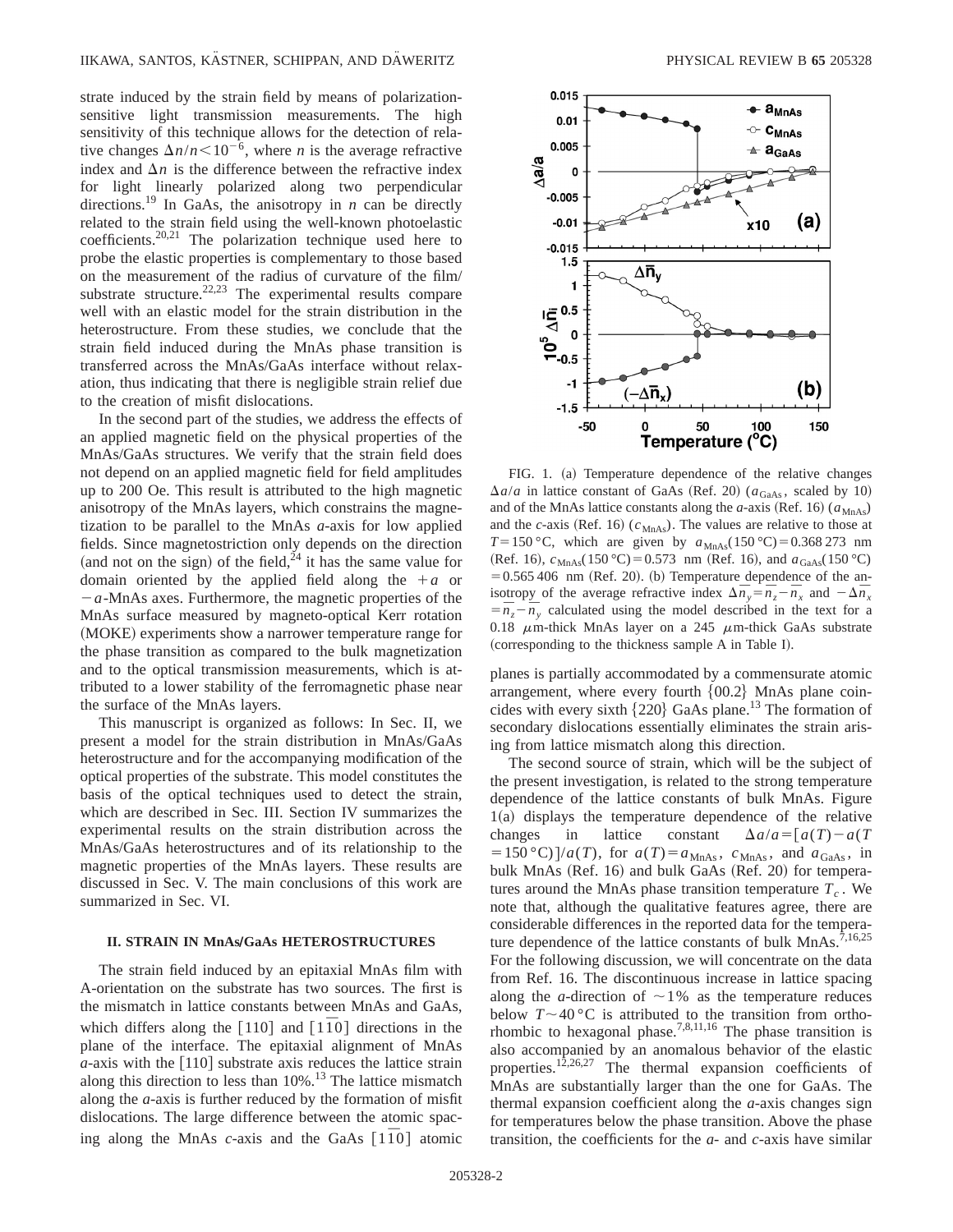strate induced by the strain field by means of polarization-sensitive light transmission measurements. The high sensitivity of this technique allows for the detection of relative changes $\Delta n/n < 10^{-6}$, where $n$ is the average refractive index and $\Delta n$ is the difference between the refractive index for light linearly polarized along two perpendicular directions.[19] In GaAs, the anisotropy in $n$ can be directly related to the strain field using the well-known photoelastic coefficients.[20,21] The polarization technique used here to probe the elastic properties is complementary to those based on the measurement of the radius of curvature of the film/substrate structure.[22,23] The experimental results compare well with an elastic model for the strain distribution in the heterostructure. From these studies, we conclude that the strain field induced during the MnAs phase transition is transferred across the MnAs/GaAs interface without relaxation, thus indicating that there is negligible strain relief due to the creation of misfit dislocations.

In the second part of the studies, we address the effects of an applied magnetic field on the physical properties of the MnAs/GaAs structures. We verify that the strain field does not depend on an applied magnetic field for field amplitudes up to 200 Oe. This result is attributed to the high magnetic anisotropy of the MnAs layers, which constrains the magnetization to be parallel to the MnAs $a$-axis for low applied fields. Since magnetostriction only depends on the direction (and not on the sign) of the field,[24] it has the same value for domain oriented by the applied field along the $+a$ or $-a$-MnAs axes. Furthermore, the magnetic properties of the MnAs surface measured by magneto-optical Kerr rotation (MOKE) experiments show a narrower temperature range for the phase transition as compared to the bulk magnetization and to the optical transmission measurements, which is attributed to a lower stability of the ferromagnetic phase near the surface of the MnAs layers.

This manuscript is organized as follows: In Sec. II, we present a model for the strain distribution in MnAs/GaAs heterostructure and for the accompanying modification of the optical properties of the substrate. This model constitutes the basis of the optical techniques used to detect the strain, which are described in Sec. III. Section IV summarizes the experimental results on the strain distribution across the MnAs/GaAs heterostructures and of its relationship to the magnetic properties of the MnAs layers. These results are discussed in Sec. V. The main conclusions of this work are summarized in Sec. VI.

## II. STRAIN IN MnAs/GaAs HETEROSTRUCTURES

The strain field induced by an epitaxial MnAs film with A-orientation on the substrate has two sources. The first is the mismatch in lattice constants between MnAs and GaAs, which differs along the $[110]$ and $[1\bar{1}0]$ directions in the plane of the interface. The epitaxial alignment of MnAs $a$-axis with the $[110]$ substrate axis reduces the lattice strain along this direction to less than 10%.[13] The lattice mismatch along the $a$-axis is further reduced by the formation of misfit dislocations. The large difference between the atomic spacing along the MnAs $c$-axis and the GaAs $[1\bar{1}0]$ atomic planes is partially accommodated by a commensurate atomic arrangement, where every fourth $\{00.2\}$ MnAs plane coincides with every sixth $\{220\}$ GaAs plane.[13] The formation of secondary dislocations essentially eliminates the strain arising from lattice mismatch along this direction.

FIG. 1. (a) Temperature dependence of the relative changes $\Delta a/a$ in lattice constant of GaAs (Ref. 20) ($a_{\mathrm{GaAs}}$, scaled by 10) and of the MnAs lattice constants along the $a$-axis (Ref. 16) ($a_{\mathrm{MnAs}}$) and the $c$-axis (Ref. 16) ($c_{\mathrm{MnAs}}$). The values are relative to those at $T = 150\,^{\circ}\mathrm{C}$, which are given by $a_{\mathrm{MnAs}}(150\,^{\circ}\mathrm{C}) = 0.368\,273$ nm (Ref. 16), $c_{\mathrm{MnAs}}(150\,^{\circ}\mathrm{C}) = 0.573$ nm (Ref. 16), and $a_{\mathrm{GaAs}}(150\,^{\circ}\mathrm{C}) = 0.565\,406$ nm (Ref. 20). (b) Temperature dependence of the anisotropy of the average refractive index $\Delta\bar{n}_y = \bar{n}_z - \bar{n}_x$ and $-\Delta\bar{n}_x = \bar{n}_z - \bar{n}_y$ calculated using the model described in the text for a 0.18 $\mu$m-thick MnAs layer on a 245 $\mu$m-thick GaAs substrate (corresponding to the thickness sample A in Table I).

The second source of strain, which will be the subject of the present investigation, is related to the strong temperature dependence of the lattice constants of bulk MnAs. Figure 1(a) displays the temperature dependence of the relative changes in lattice constant $\Delta a/a = [a(T) - a(T = 150\,^{\circ}\mathrm{C})]/a(T)$, for $a(T) = a_{\mathrm{MnAs}}$, $c_{\mathrm{MnAs}}$, and $a_{\mathrm{GaAs}}$, in bulk MnAs (Ref. 16) and bulk GaAs (Ref. 20) for temperatures around the MnAs phase transition temperature $T_c$. We note that, although the qualitative features agree, there are considerable differences in the reported data for the temperature dependence of the lattice constants of bulk MnAs.[7,16,25] For the following discussion, we will concentrate on the data from Ref. 16. The discontinuous increase in lattice spacing along the $a$-direction of $\sim 1\%$ as the temperature reduces below $T \sim 40\,^{\circ}\mathrm{C}$ is attributed to the transition from orthorhombic to hexagonal phase.[7,8,11,16] The phase transition is also accompanied by an anomalous behavior of the elastic properties.[12,26,27] The thermal expansion coefficients of MnAs are substantially larger than the one for GaAs. The thermal expansion coefficient along the $a$-axis changes sign for temperatures below the phase transition. Above the phase transition, the coefficients for the $a$- and $c$-axis have similar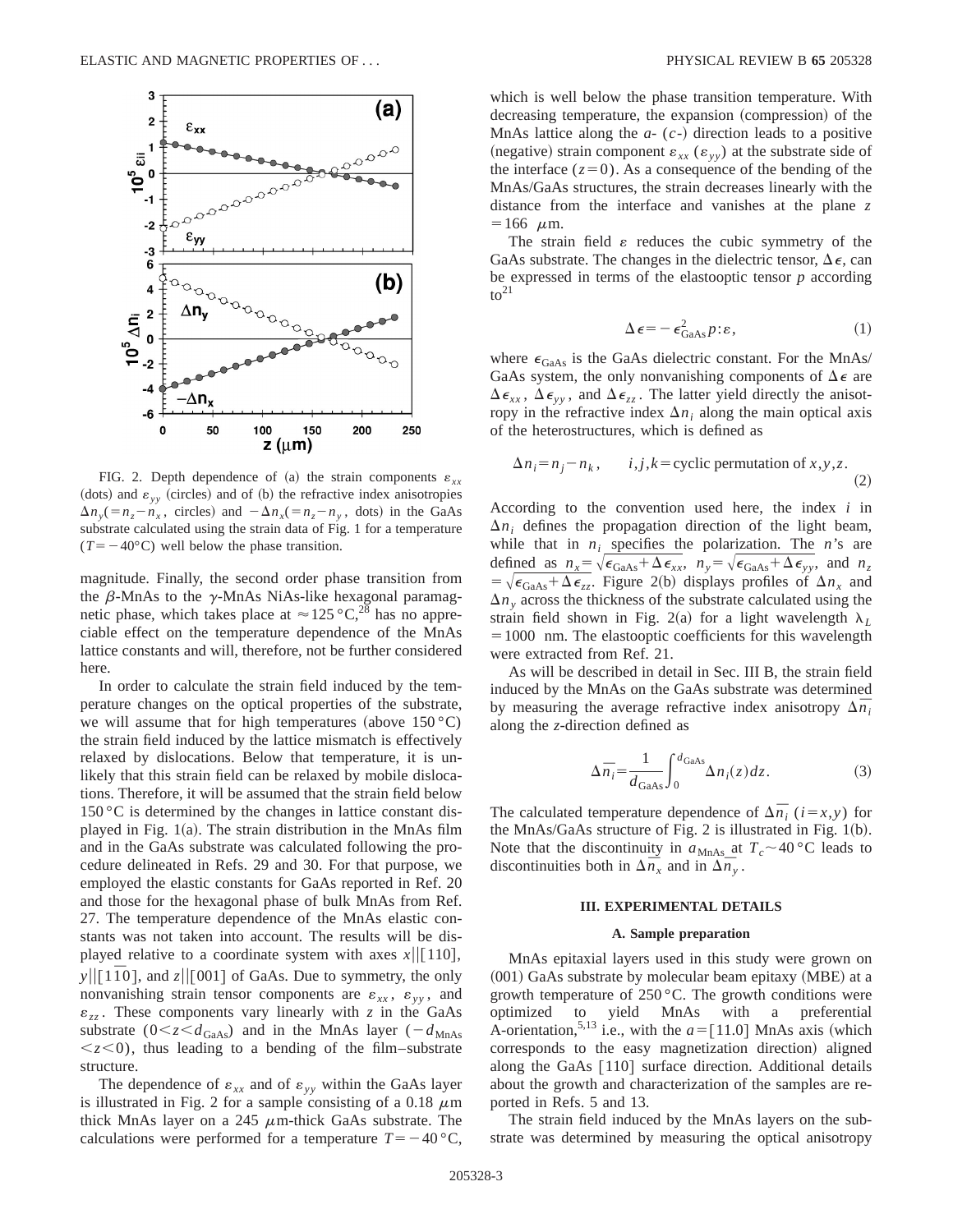FIG. 2. Depth dependence of (a) the strain components $\varepsilon_{xx}$ (dots) and $\varepsilon_{yy}$ (circles) and of (b) the refractive index anisotropies $\Delta n_y(=n_z-n_x$, circles) and $-\Delta n_x(=n_z-n_y$, dots) in the GaAs substrate calculated using the strain data of Fig. 1 for a temperature ($T=-40$°C) well below the phase transition.

magnitude. Finally, the second order phase transition from the $\beta$-MnAs to the $\gamma$-MnAs NiAs-like hexagonal paramagnetic phase, which takes place at $\approx 125$ °C,[28] has no appreciable effect on the temperature dependence of the MnAs lattice constants and will, therefore, not be further considered here.

In order to calculate the strain field induced by the temperature changes on the optical properties of the substrate, we will assume that for high temperatures (above 150 °C) the strain field induced by the lattice mismatch is effectively relaxed by dislocations. Below that temperature, it is unlikely that this strain field can be relaxed by mobile dislocations. Therefore, it will be assumed that the strain field below 150 °C is determined by the changes in lattice constant displayed in Fig. 1(a). The strain distribution in the MnAs film and in the GaAs substrate was calculated following the procedure delineated in Refs. 29 and 30. For that purpose, we employed the elastic constants for GaAs reported in Ref. 20 and those for the hexagonal phase of bulk MnAs from Ref. 27. The temperature dependence of the MnAs elastic constants was not taken into account. The results will be displayed relative to a coordinate system with axes $x\|[110]$, $y\|[1\bar{1}0]$, and $z\|[001]$ of GaAs. Due to symmetry, the only nonvanishing strain tensor components are $\varepsilon_{xx}$, $\varepsilon_{yy}$, and $\varepsilon_{zz}$. These components vary linearly with $z$ in the GaAs substrate ($0<z<d_{\mathrm{GaAs}}$) and in the MnAs layer ($-d_{\mathrm{MnAs}}<z<0$), thus leading to a bending of the film–substrate structure.

The dependence of $\varepsilon_{xx}$ and of $\varepsilon_{yy}$ within the GaAs layer is illustrated in Fig. 2 for a sample consisting of a 0.18 $\mu$m thick MnAs layer on a 245 $\mu$m-thick GaAs substrate. The calculations were performed for a temperature $T=-40$ °C, which is well below the phase transition temperature. With decreasing temperature, the expansion (compression) of the MnAs lattice along the $a$- ($c$-) direction leads to a positive (negative) strain component $\varepsilon_{xx}$ ($\varepsilon_{yy}$) at the substrate side of the interface ($z=0$). As a consequence of the bending of the MnAs/GaAs structures, the strain decreases linearly with the distance from the interface and vanishes at the plane $z=166$ $\mu$m.

The strain field $\varepsilon$ reduces the cubic symmetry of the GaAs substrate. The changes in the dielectric tensor, $\Delta\epsilon$, can be expressed in terms of the elastooptic tensor $p$ according to[21]

$$\Delta\epsilon=-\epsilon_{\mathrm{GaAs}}^2 p:\varepsilon, \tag{1}$$

where $\epsilon_{\mathrm{GaAs}}$ is the GaAs dielectric constant. For the MnAs/GaAs system, the only nonvanishing components of $\Delta\epsilon$ are $\Delta\epsilon_{xx}$, $\Delta\epsilon_{yy}$, and $\Delta\epsilon_{zz}$. The latter yield directly the anisotropy in the refractive index $\Delta n_i$ along the main optical axis of the heterostructures, which is defined as

$$\Delta n_i=n_j-n_k, \qquad i,j,k=\text{cyclic permutation of } x,y,z. \tag{2}$$

According to the convention used here, the index $i$ in $\Delta n_i$ defines the propagation direction of the light beam, while that in $n_i$ specifies the polarization. The $n$'s are defined as $n_x=\sqrt{\epsilon_{\mathrm{GaAs}}+\Delta\epsilon_{xx}}$, $n_y=\sqrt{\epsilon_{\mathrm{GaAs}}+\Delta\epsilon_{yy}}$, and $n_z=\sqrt{\epsilon_{\mathrm{GaAs}}+\Delta\epsilon_{zz}}$. Figure 2(b) displays profiles of $\Delta n_x$ and $\Delta n_y$ across the thickness of the substrate calculated using the strain field shown in Fig. 2(a) for a light wavelength $\lambda_L=1000$ nm. The elastooptic coefficients for this wavelength were extracted from Ref. 21.

As will be described in detail in Sec. III B, the strain field induced by the MnAs on the GaAs substrate was determined by measuring the average refractive index anisotropy $\Delta\bar{n}_i$ along the $z$-direction defined as

$$\Delta\bar{n}_i=\frac{1}{d_{\mathrm{GaAs}}}\int_0^{d_{\mathrm{GaAs}}}\Delta n_i(z)dz. \tag{3}$$

The calculated temperature dependence of $\Delta\bar{n}_i$ ($i=x,y$) for the MnAs/GaAs structure of Fig. 2 is illustrated in Fig. 1(b). Note that the discontinuity in $a_{\mathrm{MnAs}}$ at $T_c\sim 40$ °C leads to discontinuities both in $\Delta\bar{n}_x$ and in $\Delta\bar{n}_y$.

## III. EXPERIMENTAL DETAILS

### A. Sample preparation

MnAs epitaxial layers used in this study were grown on (001) GaAs substrate by molecular beam epitaxy (MBE) at a growth temperature of 250 °C. The growth conditions were optimized to yield MnAs with a preferential A-orientation,[5,13] i.e., with the $a=[11.0]$ MnAs axis (which corresponds to the easy magnetization direction) aligned along the GaAs [110] surface direction. Additional details about the growth and characterization of the samples are reported in Refs. 5 and 13.

The strain field induced by the MnAs layers on the substrate was determined by measuring the optical anisotropy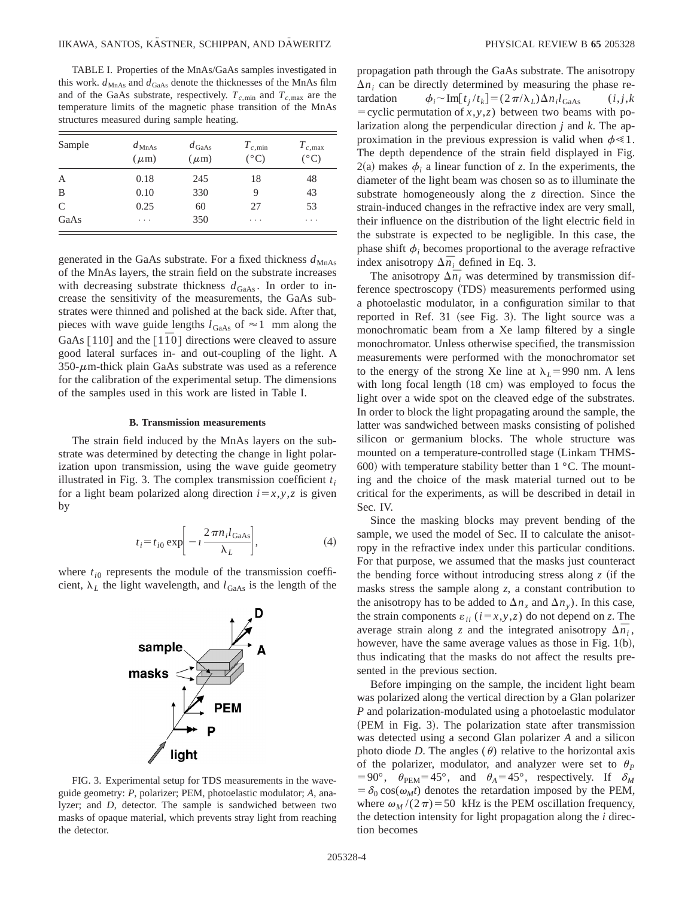TABLE I. Properties of the MnAs/GaAs samples investigated in this work. $d_{\mathrm{MnAs}}$ and $d_{\mathrm{GaAs}}$ denote the thicknesses of the MnAs film and of the GaAs substrate, respectively. $T_{c,\mathrm{min}}$ and $T_{c,\mathrm{max}}$ are the temperature limits of the magnetic phase transition of the MnAs structures measured during sample heating.

| Sample | $d_{\mathrm{MnAs}}$ ($\mu$m) | $d_{\mathrm{GaAs}}$ ($\mu$m) | $T_{c,\mathrm{min}}$ (°C) | $T_{c,\mathrm{max}}$ (°C) |
|---|---|---|---|---|
| A | 0.18 | 245 | 18 | 48 |
| B | 0.10 | 330 | 9 | 43 |
| C | 0.25 | 60 | 27 | 53 |
| GaAs | ... | 350 | ... | ... |

generated in the GaAs substrate. For a fixed thickness $d_{\mathrm{MnAs}}$ of the MnAs layers, the strain field on the substrate increases with decreasing substrate thickness $d_{\mathrm{GaAs}}$. In order to increase the sensitivity of the measurements, the GaAs substrates were thinned and polished at the back side. After that, pieces with wave guide lengths $l_{\mathrm{GaAs}}$ of $\approx 1$ mm along the GaAs $[110]$ and the $[1\bar{1}0]$ directions were cleaved to assure good lateral surfaces in- and out-coupling of the light. A 350-$\mu$m-thick plain GaAs substrate was used as a reference for the calibration of the experimental setup. The dimensions of the samples used in this work are listed in Table I.

### B. Transmission measurements

The strain field induced by the MnAs layers on the substrate was determined by detecting the change in light polarization upon transmission, using the wave guide geometry illustrated in Fig. 3. The complex transmission coefficient $t_i$ for a light beam polarized along direction $i = x,y,z$ is given by

$$t_i = t_{i0} \exp\left[ -\imath \frac{2\pi n_i l_{\mathrm{GaAs}}}{\lambda_L} \right], \tag{4}$$

where $t_{i0}$ represents the module of the transmission coefficient, $\lambda_L$ the light wavelength, and $l_{\mathrm{GaAs}}$ is the length of the

FIG. 3. Experimental setup for TDS measurements in the wave-guide geometry: *P*, polarizer; PEM, photoelastic modulator; *A*, analyzer; and *D*, detector. The sample is sandwiched between two masks of opaque material, which prevents stray light from reaching the detector.

propagation path through the GaAs substrate. The anisotropy $\Delta n_i$ can be directly determined by measuring the phase retardation $\phi_i \sim \mathrm{Im}[t_j/t_k] = (2\pi/\lambda_L)\Delta n_i l_{\mathrm{GaAs}}$ $(i,j,k$ = cyclic permutation of $x,y,z)$ between two beams with polarization along the perpendicular direction $j$ and $k$. The approximation in the previous expression is valid when $\phi \ll 1$. The depth dependence of the strain field displayed in Fig. 2(a) makes $\phi_i$ a linear function of $z$. In the experiments, the diameter of the light beam was chosen so as to illuminate the substrate homogeneously along the $z$ direction. Since the strain-induced changes in the refractive index are very small, their influence on the distribution of the light electric field in the substrate is expected to be negligible. In this case, the phase shift $\phi_i$ becomes proportional to the average refractive index anisotropy $\Delta \bar{n}_i$ defined in Eq. 3.

The anisotropy $\Delta \bar{n}_i$ was determined by transmission difference spectroscopy (TDS) measurements performed using a photoelastic modulator, in a configuration similar to that reported in Ref. 31 (see Fig. 3). The light source was a monochromatic beam from a Xe lamp filtered by a single monochromator. Unless otherwise specified, the transmission measurements were performed with the monochromator set to the energy of the strong Xe line at $\lambda_L = 990$ nm. A lens with long focal length (18 cm) was employed to focus the light over a wide spot on the cleaved edge of the substrates. In order to block the light propagating around the sample, the latter was sandwiched between masks consisting of polished silicon or germanium blocks. The whole structure was mounted on a temperature-controlled stage (Linkam THMS-600) with temperature stability better than 1 °C. The mounting and the choice of the mask material turned out to be critical for the experiments, as will be described in detail in Sec. IV.

Since the masking blocks may prevent bending of the sample, we used the model of Sec. II to calculate the anisotropy in the refractive index under this particular conditions. For that purpose, we assumed that the masks just counteract the bending force without introducing stress along $z$ (if the masks stress the sample along $z$, a constant contribution to the anisotropy has to be added to $\Delta n_x$ and $\Delta n_y$). In this case, the strain components $\varepsilon_{ii}$ $(i = x,y,z)$ do not depend on $z$. The average strain along $z$ and the integrated anisotropy $\Delta \bar{n}_i$, however, have the same average values as those in Fig. 1(b), thus indicating that the masks do not affect the results presented in the previous section.

Before impinging on the sample, the incident light beam was polarized along the vertical direction by a Glan polarizer *P* and polarization-modulated using a photoelastic modulator (PEM in Fig. 3). The polarization state after transmission was detected using a second Glan polarizer *A* and a silicon photo diode *D*. The angles ($\theta$) relative to the horizontal axis of the polarizer, modulator, and analyzer were set to $\theta_P = 90°$, $\theta_{\mathrm{PEM}} = 45°$, and $\theta_A = 45°$, respectively. If $\delta_M = \delta_0 \cos(\omega_M t)$ denotes the retardation imposed by the PEM, where $\omega_M/(2\pi) = 50$ kHz is the PEM oscillation frequency, the detection intensity for light propagation along the $i$ direction becomes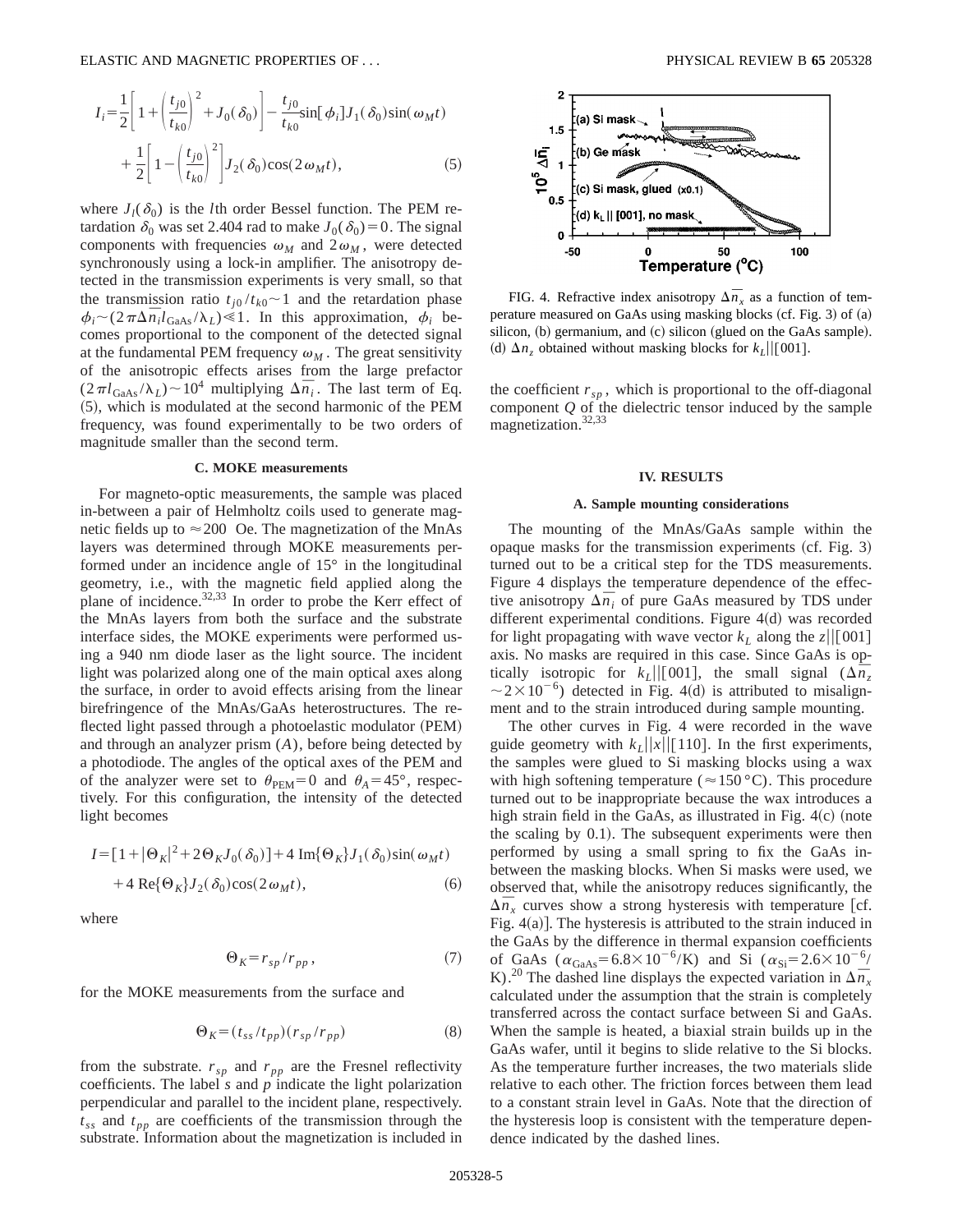$$I_i=\frac{1}{2}\left[1+\left(\frac{t_{j0}}{t_{k0}}\right)^2+J_0(\delta_0)\right]-\frac{t_{j0}}{t_{k0}}\sin[\phi_i]J_1(\delta_0)\sin(\omega_M t)+\frac{1}{2}\left[1-\left(\frac{t_{j0}}{t_{k0}}\right)^2\right]J_2(\delta_0)\cos(2\omega_M t), \tag{5}$$

where $J_l(\delta_0)$ is the $l$th order Bessel function. The PEM retardation $\delta_0$ was set 2.404 rad to make $J_0(\delta_0)=0$. The signal components with frequencies $\omega_M$ and $2\omega_M$, were detected synchronously using a lock-in amplifier. The anisotropy detected in the transmission experiments is very small, so that the transmission ratio $t_{j0}/t_{k0}\sim 1$ and the retardation phase $\phi_i \sim (2\pi\Delta\bar{n}_i l_{\mathrm{GaAs}}/\lambda_L)\ll 1$. In this approximation, $\phi_i$ becomes proportional to the component of the detected signal at the fundamental PEM frequency $\omega_M$. The great sensitivity of the anisotropic effects arises from the large prefactor $(2\pi l_{\mathrm{GaAs}}/\lambda_L)\sim 10^4$ multiplying $\Delta\bar{n}_i$. The last term of Eq. (5), which is modulated at the second harmonic of the PEM frequency, was found experimentally to be two orders of magnitude smaller than the second term.

### C. MOKE measurements

For magneto-optic measurements, the sample was placed in-between a pair of Helmholtz coils used to generate magnetic fields up to $\approx 200$ Oe. The magnetization of the MnAs layers was determined through MOKE measurements performed under an incidence angle of 15° in the longitudinal geometry, i.e., with the magnetic field applied along the plane of incidence.[32,33] In order to probe the Kerr effect of the MnAs layers from both the surface and the substrate interface sides, the MOKE experiments were performed using a 940 nm diode laser as the light source. The incident light was polarized along one of the main optical axes along the surface, in order to avoid effects arising from the linear birefringence of the MnAs/GaAs heterostructures. The reflected light passed through a photoelastic modulator (PEM) and through an analyzer prism ($A$), before being detected by a photodiode. The angles of the optical axes of the PEM and of the analyzer were set to $\theta_{\mathrm{PEM}}=0$ and $\theta_A=45°$, respectively. For this configuration, the intensity of the detected light becomes

$$I=[1+|\Theta_K|^2+2\Theta_K J_0(\delta_0)]+4\,\mathrm{Im}\{\Theta_K\}J_1(\delta_0)\sin(\omega_M t)+4\,\mathrm{Re}\{\Theta_K\}J_2(\delta_0)\cos(2\omega_M t), \tag{6}$$

where

$$\Theta_K=r_{sp}/r_{pp}, \tag{7}$$

for the MOKE measurements from the surface and

$$\Theta_K=(t_{ss}/t_{pp})(r_{sp}/r_{pp}) \tag{8}$$

from the substrate. $r_{sp}$ and $r_{pp}$ are the Fresnel reflectivity coefficients. The label $s$ and $p$ indicate the light polarization perpendicular and parallel to the incident plane, respectively. $t_{ss}$ and $t_{pp}$ are coefficients of the transmission through the substrate. Information about the magnetization is included in the coefficient $r_{sp}$, which is proportional to the off-diagonal component $Q$ of the dielectric tensor induced by the sample magnetization.[32,33]

FIG. 4. Refractive index anisotropy $\Delta\bar{n}_x$ as a function of temperature measured on GaAs using masking blocks (cf. Fig. 3) of (a) silicon, (b) germanium, and (c) silicon (glued on the GaAs sample). (d) $\Delta n_z$ obtained without masking blocks for $k_L||[001]$.

## IV. RESULTS

### A. Sample mounting considerations

The mounting of the MnAs/GaAs sample within the opaque masks for the transmission experiments (cf. Fig. 3) turned out to be a critical step for the TDS measurements. Figure 4 displays the temperature dependence of the effective anisotropy $\Delta\bar{n}_i$ of pure GaAs measured by TDS under different experimental conditions. Figure 4(d) was recorded for light propagating with wave vector $k_L$ along the $z||[001]$ axis. No masks are required in this case. Since GaAs is optically isotropic for $k_L||[001]$, the small signal ($\Delta\bar{n}_z \sim 2\times 10^{-6}$) detected in Fig. 4(d) is attributed to misalignment and to the strain introduced during sample mounting.

The other curves in Fig. 4 were recorded in the wave guide geometry with $k_L||x||[110]$. In the first experiments, the samples were glued to Si masking blocks using a wax with high softening temperature ($\approx 150\,°\mathrm{C}$). This procedure turned out to be inappropriate because the wax introduces a high strain field in the GaAs, as illustrated in Fig. 4(c) (note the scaling by 0.1). The subsequent experiments were then performed by using a small spring to fix the GaAs in-between the masking blocks. When Si masks were used, we observed that, while the anisotropy reduces significantly, the $\Delta\bar{n}_x$ curves show a strong hysteresis with temperature [cf. Fig. 4(a)]. The hysteresis is attributed to the strain induced in the GaAs by the difference in thermal expansion coefficients of GaAs ($\alpha_{\mathrm{GaAs}}=6.8\times 10^{-6}/\mathrm{K}$) and Si ($\alpha_{\mathrm{Si}}=2.6\times 10^{-6}/\mathrm{K}$).[20] The dashed line displays the expected variation in $\Delta\bar{n}_x$ calculated under the assumption that the strain is completely transferred across the contact surface between Si and GaAs. When the sample is heated, a biaxial strain builds up in the GaAs wafer, until it begins to slide relative to the Si blocks. As the temperature further increases, the two materials slide relative to each other. The friction forces between them lead to a constant strain level in GaAs. Note that the direction of the hysteresis loop is consistent with the temperature dependence indicated by the dashed lines.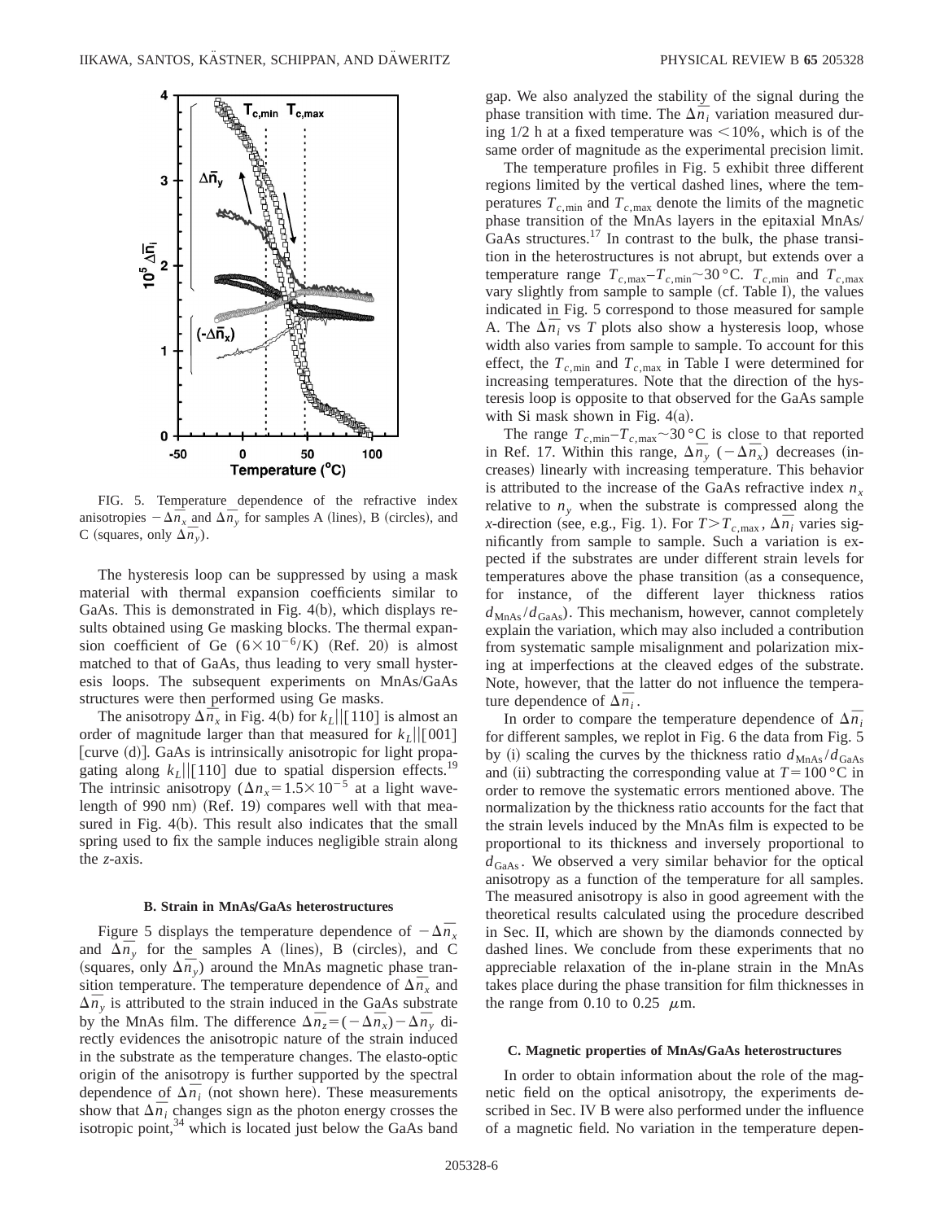FIG. 5. Temperature dependence of the refractive index anisotropies $-\Delta\bar{n}_x$ and $\Delta\bar{n}_y$ for samples A (lines), B (circles), and C (squares, only $\Delta\bar{n}_y$).

The hysteresis loop can be suppressed by using a mask material with thermal expansion coefficients similar to GaAs. This is demonstrated in Fig. 4(b), which displays results obtained using Ge masking blocks. The thermal expansion coefficient of Ge ($6\times10^{-6}$/K) (Ref. 20) is almost matched to that of GaAs, thus leading to very small hysteresis loops. The subsequent experiments on MnAs/GaAs structures were then performed using Ge masks.

The anisotropy $\Delta\bar{n}_x$ in Fig. 4(b) for $k_L\|[110]$ is almost an order of magnitude larger than that measured for $k_L\|[001]$ [curve (d)]. GaAs is intrinsically anisotropic for light propagating along $k_L\|[110]$ due to spatial dispersion effects.[19] The intrinsic anisotropy ($\Delta n_x = 1.5\times10^{-5}$ at a light wavelength of 990 nm) (Ref. 19) compares well with that measured in Fig. 4(b). This result also indicates that the small spring used to fix the sample induces negligible strain along the $z$-axis.

### B. Strain in MnAs/GaAs heterostructures

Figure 5 displays the temperature dependence of $-\Delta\bar{n}_x$ and $\Delta\bar{n}_y$ for the samples A (lines), B (circles), and C (squares, only $\Delta\bar{n}_y$) around the MnAs magnetic phase transition temperature. The temperature dependence of $\Delta\bar{n}_x$ and $\Delta\bar{n}_y$ is attributed to the strain induced in the GaAs substrate by the MnAs film. The difference $\Delta\bar{n}_z = (-\Delta\bar{n}_x) - \Delta\bar{n}_y$ directly evidences the anisotropic nature of the strain induced in the substrate as the temperature changes. The elasto-optic origin of the anisotropy is further supported by the spectral dependence of $\Delta\bar{n}_i$ (not shown here). These measurements show that $\Delta\bar{n}_i$ changes sign as the photon energy crosses the isotropic point,[34] which is located just below the GaAs band gap. We also analyzed the stability of the signal during the phase transition with time. The $\Delta\bar{n}_i$ variation measured during 1/2 h at a fixed temperature was $<10\%$, which is of the same order of magnitude as the experimental precision limit.

The temperature profiles in Fig. 5 exhibit three different regions limited by the vertical dashed lines, where the temperatures $T_{c,\min}$ and $T_{c,\max}$ denote the limits of the magnetic phase transition of the MnAs layers in the epitaxial MnAs/GaAs structures.[17] In contrast to the bulk, the phase transition in the heterostructures is not abrupt, but extends over a temperature range $T_{c,\max}$–$T_{c,\min}\sim 30\,°$C. $T_{c,\min}$ and $T_{c,\max}$ vary slightly from sample to sample (cf. Table I), the values indicated in Fig. 5 correspond to those measured for sample A. The $\Delta\bar{n}_i$ vs $T$ plots also show a hysteresis loop, whose width also varies from sample to sample. To account for this effect, the $T_{c,\min}$ and $T_{c,\max}$ in Table I were determined for increasing temperatures. Note that the direction of the hysteresis loop is opposite to that observed for the GaAs sample with Si mask shown in Fig. 4(a).

The range $T_{c,\min}$–$T_{c,\max}\sim 30\,°$C is close to that reported in Ref. 17. Within this range, $\Delta\bar{n}_y$ ($-\Delta\bar{n}_x$) decreases (increases) linearly with increasing temperature. This behavior is attributed to the increase of the GaAs refractive index $n_x$ relative to $n_y$ when the substrate is compressed along the $x$-direction (see, e.g., Fig. 1). For $T > T_{c,\max}$, $\Delta\bar{n}_i$ varies significantly from sample to sample. Such a variation is expected if the substrates are under different strain levels for temperatures above the phase transition (as a consequence, for instance, of the different layer thickness ratios $d_{\mathrm{MnAs}}/d_{\mathrm{GaAs}}$). This mechanism, however, cannot completely explain the variation, which may also included a contribution from systematic sample misalignment and polarization mixing at imperfections at the cleaved edges of the substrate. Note, however, that the latter do not influence the temperature dependence of $\Delta\bar{n}_i$.

In order to compare the temperature dependence of $\Delta\bar{n}_i$ for different samples, we replot in Fig. 6 the data from Fig. 5 by (i) scaling the curves by the thickness ratio $d_{\mathrm{MnAs}}/d_{\mathrm{GaAs}}$ and (ii) subtracting the corresponding value at $T = 100\,°$C in order to remove the systematic errors mentioned above. The normalization by the thickness ratio accounts for the fact that the strain levels induced by the MnAs film is expected to be proportional to its thickness and inversely proportional to $d_{\mathrm{GaAs}}$. We observed a very similar behavior for the optical anisotropy as a function of the temperature for all samples. The measured anisotropy is also in good agreement with the theoretical results calculated using the procedure described in Sec. II, which are shown by the diamonds connected by dashed lines. We conclude from these experiments that no appreciable relaxation of the in-plane strain in the MnAs takes place during the phase transition for film thicknesses in the range from 0.10 to 0.25 $\mu$m.

### C. Magnetic properties of MnAs/GaAs heterostructures

In order to obtain information about the role of the magnetic field on the optical anisotropy, the experiments described in Sec. IV B were also performed under the influence of a magnetic field. No variation in the temperature depen-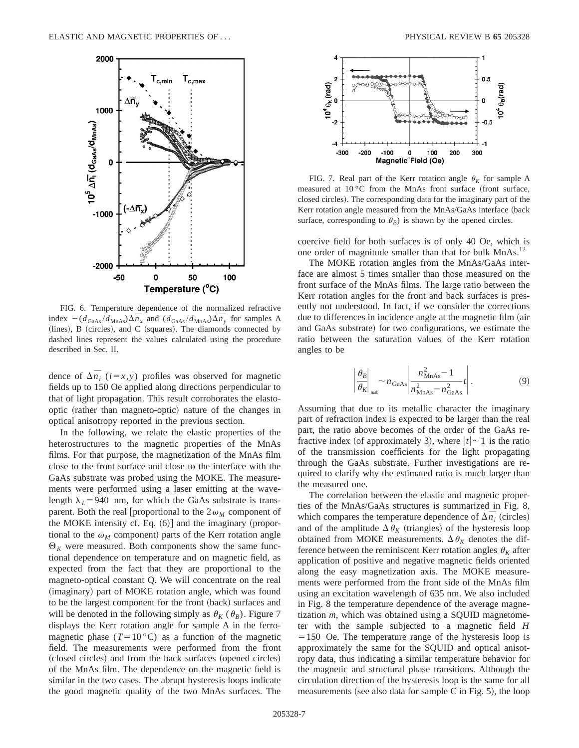FIG. 6. Temperature dependence of the normalized refractive index $-(d_{\mathrm{GaAs}}/d_{\mathrm{MnAs}})\Delta\bar{n}_x$ and $(d_{\mathrm{GaAs}}/d_{\mathrm{MnAs}})\Delta\bar{n}_y$ for samples A (lines), B (circles), and C (squares). The diamonds connected by dashed lines represent the values calculated using the procedure described in Sec. II.

FIG. 7. Real part of the Kerr rotation angle $\theta_K$ for sample A measured at 10 °C from the MnAs front surface (front surface, closed circles). The corresponding data for the imaginary part of the Kerr rotation angle measured from the MnAs/GaAs interface (back surface, corresponding to $\theta_B$) is shown by the opened circles.

dence of $\Delta\bar{n}_i$ $(i=x,y)$ profiles was observed for magnetic fields up to 150 Oe applied along directions perpendicular to that of light propagation. This result corroborates the elasto-optic (rather than magneto-optic) nature of the changes in optical anisotropy reported in the previous section.

In the following, we relate the elastic properties of the heterostructures to the magnetic properties of the MnAs films. For that purpose, the magnetization of the MnAs film close to the front surface and close to the interface with the GaAs substrate was probed using the MOKE. The measurements were performed using a laser emitting at the wavelength $\lambda_L = 940$ nm, for which the GaAs substrate is transparent. Both the real [proportional to the $2\omega_M$ component of the MOKE intensity cf. Eq. (6)] and the imaginary (proportional to the $\omega_M$ component) parts of the Kerr rotation angle $\Theta_K$ were measured. Both components show the same functional dependence on temperature and on magnetic field, as expected from the fact that they are proportional to the magneto-optical constant Q. We will concentrate on the real (imaginary) part of MOKE rotation angle, which was found to be the largest component for the front (back) surfaces and will be denoted in the following simply as $\theta_K$ ($\theta_B$). Figure 7 displays the Kerr rotation angle for sample A in the ferromagnetic phase ($T = 10$ °C) as a function of the magnetic field. The measurements were performed from the front (closed circles) and from the back surfaces (opened circles) of the MnAs film. The dependence on the magnetic field is similar in the two cases. The abrupt hysteresis loops indicate the good magnetic quality of the two MnAs surfaces. The coercive field for both surfaces is of only 40 Oe, which is one order of magnitude smaller than that for bulk MnAs.[12]

The MOKE rotation angles from the MnAs/GaAs interface are almost 5 times smaller than those measured on the front surface of the MnAs films. The large ratio between the Kerr rotation angles for the front and back surfaces is presently not understood. In fact, if we consider the corrections due to differences in incidence angle at the magnetic film (air and GaAs substrate) for two configurations, we estimate the ratio between the saturation values of the Kerr rotation angles to be

$$\left|\frac{\theta_B}{\theta_K}\right|_{\mathrm{sat}} \sim n_{\mathrm{GaAs}} \left|\frac{n_{\mathrm{MnAs}}^2 - 1}{n_{\mathrm{MnAs}}^2 - n_{\mathrm{GaAs}}^2} t\right|. \tag{9}$$

Assuming that due to its metallic character the imaginary part of refraction index is expected to be larger than the real part, the ratio above becomes of the order of the GaAs refractive index (of approximately 3), where $|t| \sim 1$ is the ratio of the transmission coefficients for the light propagating through the GaAs substrate. Further investigations are required to clarify why the estimated ratio is much larger than the measured one.

The correlation between the elastic and magnetic properties of the MnAs/GaAs structures is summarized in Fig. 8, which compares the temperature dependence of $\Delta\bar{n}_i$ (circles) and of the amplitude $\Delta\theta_K$ (triangles) of the hysteresis loop obtained from MOKE measurements. $\Delta\theta_K$ denotes the difference between the reminiscent Kerr rotation angles $\theta_K$ after application of positive and negative magnetic fields oriented along the easy magnetization axis. The MOKE measurements were performed from the front side of the MnAs film using an excitation wavelength of 635 nm. We also included in Fig. 8 the temperature dependence of the average magnetization $m$, which was obtained using a SQUID magnetometer with the sample subjected to a magnetic field $H = 150$ Oe. The temperature range of the hysteresis loop is approximately the same for the SQUID and optical anisotropy data, thus indicating a similar temperature behavior for the magnetic and structural phase transitions. Although the circulation direction of the hysteresis loop is the same for all measurements (see also data for sample C in Fig. 5), the loop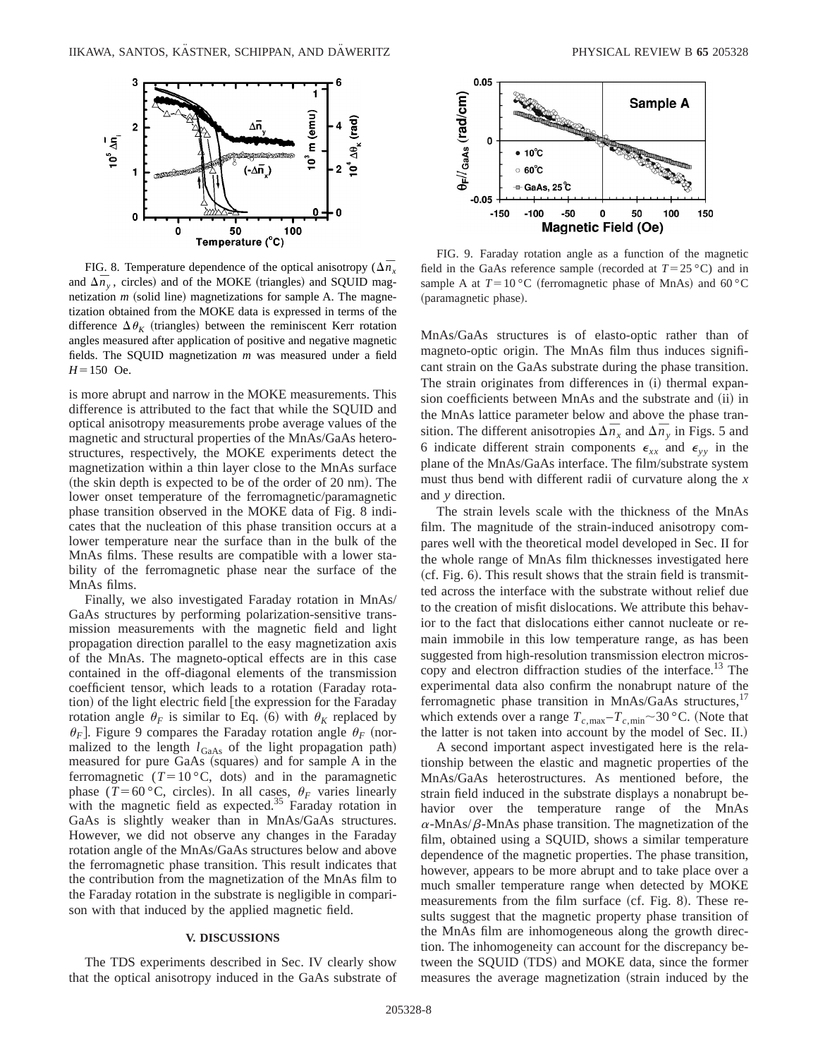FIG. 8. Temperature dependence of the optical anisotropy ($\Delta\bar{n}_x$ and $\Delta\bar{n}_y$, circles) and of the MOKE (triangles) and SQUID magnetization $m$ (solid line) magnetizations for sample A. The magnetization obtained from the MOKE data is expressed in terms of the difference $\Delta\theta_K$ (triangles) between the reminiscent Kerr rotation angles measured after application of positive and negative magnetic fields. The SQUID magnetization $m$ was measured under a field $H=150$ Oe.

FIG. 9. Faraday rotation angle as a function of the magnetic field in the GaAs reference sample (recorded at $T=25\,°\mathrm{C}$) and in sample A at $T=10\,°\mathrm{C}$ (ferromagnetic phase of MnAs) and 60 °C (paramagnetic phase).

is more abrupt and narrow in the MOKE measurements. This difference is attributed to the fact that while the SQUID and optical anisotropy measurements probe average values of the magnetic and structural properties of the MnAs/GaAs heterostructures, respectively, the MOKE experiments detect the magnetization within a thin layer close to the MnAs surface (the skin depth is expected to be of the order of 20 nm). The lower onset temperature of the ferromagnetic/paramagnetic phase transition observed in the MOKE data of Fig. 8 indicates that the nucleation of this phase transition occurs at a lower temperature near the surface than in the bulk of the MnAs films. These results are compatible with a lower stability of the ferromagnetic phase near the surface of the MnAs films.

Finally, we also investigated Faraday rotation in MnAs/GaAs structures by performing polarization-sensitive transmission measurements with the magnetic field and light propagation direction parallel to the easy magnetization axis of the MnAs. The magneto-optical effects are in this case contained in the off-diagonal elements of the transmission coefficient tensor, which leads to a rotation (Faraday rotation) of the light electric field [the expression for the Faraday rotation angle $\theta_F$ is similar to Eq. (6) with $\theta_K$ replaced by $\theta_F$]. Figure 9 compares the Faraday rotation angle $\theta_F$ (normalized to the length $l_{\mathrm{GaAs}}$ of the light propagation path) measured for pure GaAs (squares) and for sample A in the ferromagnetic ($T=10\,°\mathrm{C}$, dots) and in the paramagnetic phase ($T=60\,°\mathrm{C}$, circles). In all cases, $\theta_F$ varies linearly with the magnetic field as expected.[35] Faraday rotation in GaAs is slightly weaker than in MnAs/GaAs structures. However, we did not observe any changes in the Faraday rotation angle of the MnAs/GaAs structures below and above the ferromagnetic phase transition. This result indicates that the contribution from the magnetization of the MnAs film to the Faraday rotation in the substrate is negligible in comparison with that induced by the applied magnetic field.

## V. DISCUSSIONS

The TDS experiments described in Sec. IV clearly show that the optical anisotropy induced in the GaAs substrate of MnAs/GaAs structures is of elasto-optic rather than of magneto-optic origin. The MnAs film thus induces significant strain on the GaAs substrate during the phase transition. The strain originates from differences in (i) thermal expansion coefficients between MnAs and the substrate and (ii) in the MnAs lattice parameter below and above the phase transition. The different anisotropies $\Delta\bar{n}_x$ and $\Delta\bar{n}_y$ in Figs. 5 and 6 indicate different strain components $\epsilon_{xx}$ and $\epsilon_{yy}$ in the plane of the MnAs/GaAs interface. The film/substrate system must thus bend with different radii of curvature along the $x$ and $y$ direction.

The strain levels scale with the thickness of the MnAs film. The magnitude of the strain-induced anisotropy compares well with the theoretical model developed in Sec. II for the whole range of MnAs film thicknesses investigated here (cf. Fig. 6). This result shows that the strain field is transmitted across the interface with the substrate without relief due to the creation of misfit dislocations. We attribute this behavior to the fact that dislocations either cannot nucleate or remain immobile in this low temperature range, as has been suggested from high-resolution transmission electron microscopy and electron diffraction studies of the interface.[13] The experimental data also confirm the nonabrupt nature of the ferromagnetic phase transition in MnAs/GaAs structures,[17] which extends over a range $T_{c,\mathrm{max}}-T_{c,\mathrm{min}}\sim 30\,°\mathrm{C}$. (Note that the latter is not taken into account by the model of Sec. II.)

A second important aspect investigated here is the relationship between the elastic and magnetic properties of the MnAs/GaAs heterostructures. As mentioned before, the strain field induced in the substrate displays a nonabrupt behavior over the temperature range of the MnAs $\alpha$-MnAs/$\beta$-MnAs phase transition. The magnetization of the film, obtained using a SQUID, shows a similar temperature dependence of the magnetic properties. The phase transition, however, appears to be more abrupt and to take place over a much smaller temperature range when detected by MOKE measurements from the film surface (cf. Fig. 8). These results suggest that the magnetic property phase transition of the MnAs film are inhomogeneous along the growth direction. The inhomogeneity can account for the discrepancy between the SQUID (TDS) and MOKE data, since the former measures the average magnetization (strain induced by the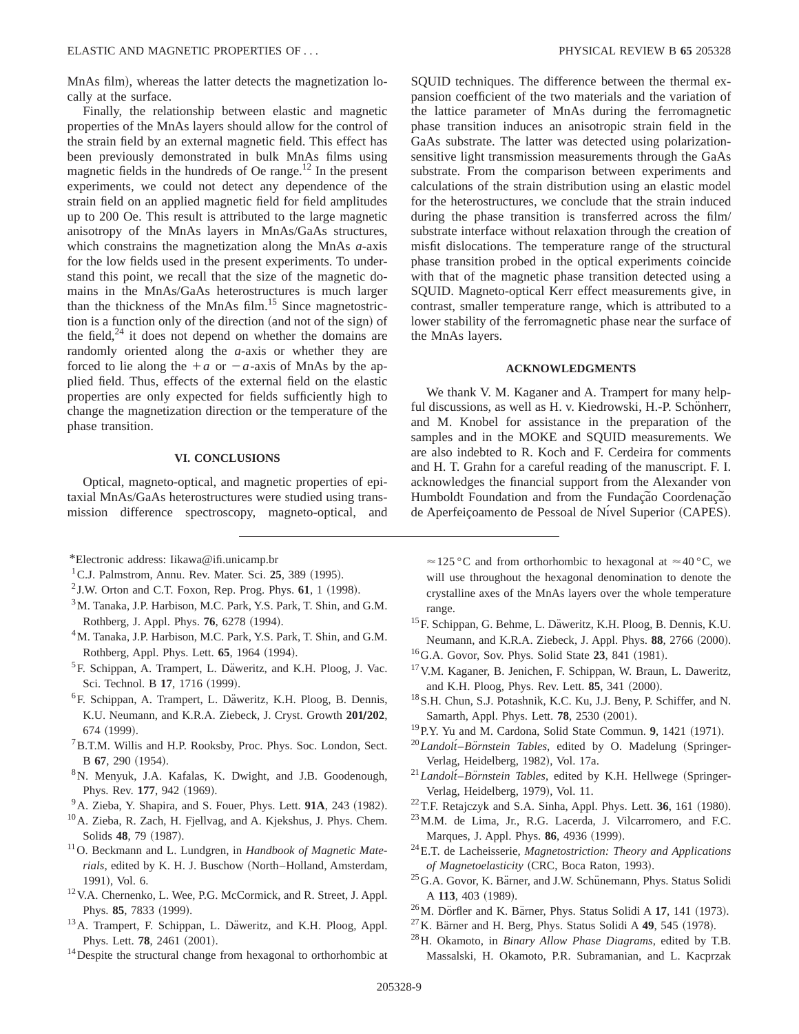MnAs film), whereas the latter detects the magnetization locally at the surface.

Finally, the relationship between elastic and magnetic properties of the MnAs layers should allow for the control of the strain field by an external magnetic field. This effect has been previously demonstrated in bulk MnAs films using magnetic fields in the hundreds of Oe range.[12] In the present experiments, we could not detect any dependence of the strain field on an applied magnetic field for field amplitudes up to 200 Oe. This result is attributed to the large magnetic anisotropy of the MnAs layers in MnAs/GaAs structures, which constrains the magnetization along the MnAs *a*-axis for the low fields used in the present experiments. To understand this point, we recall that the size of the magnetic domains in the MnAs/GaAs heterostructures is much larger than the thickness of the MnAs film.[15] Since magnetostriction is a function only of the direction (and not of the sign) of the field,[24] it does not depend on whether the domains are randomly oriented along the *a*-axis or whether they are forced to lie along the $+a$ or $-a$-axis of MnAs by the applied field. Thus, effects of the external field on the elastic properties are only expected for fields sufficiently high to change the magnetization direction or the temperature of the phase transition.

## VI. CONCLUSIONS

Optical, magneto-optical, and magnetic properties of epitaxial MnAs/GaAs heterostructures were studied using transmission difference spectroscopy, magneto-optical, and SQUID techniques. The difference between the thermal expansion coefficient of the two materials and the variation of the lattice parameter of MnAs during the ferromagnetic phase transition induces an anisotropic strain field in the GaAs substrate. The latter was detected using polarization-sensitive light transmission measurements through the GaAs substrate. From the comparison between experiments and calculations of the strain distribution using an elastic model for the heterostructures, we conclude that the strain induced during the phase transition is transferred across the film/substrate interface without relaxation through the creation of misfit dislocations. The temperature range of the structural phase transition probed in the optical experiments coincide with that of the magnetic phase transition detected using a SQUID. Magneto-optical Kerr effect measurements give, in contrast, smaller temperature range, which is attributed to a lower stability of the ferromagnetic phase near the surface of the MnAs layers.

## ACKNOWLEDGMENTS

We thank V. M. Kaganer and A. Trampert for many helpful discussions, as well as H. v. Kiedrowski, H.-P. Schönherr, and M. Knobel for assistance in the preparation of the samples and in the MOKE and SQUID measurements. We are also indebted to R. Koch and F. Cerdeira for comments and H. T. Grahn for a careful reading of the manuscript. F. I. acknowledges the financial support from the Alexander von Humboldt Foundation and from the Fundação Coordenação de Aperfeiçoamento de Pessoal de Nível Superior (CAPES).

---

*Electronic address: Iikawa@ifi.unicamp.br

[1] C.J. Palmstrom, Annu. Rev. Mater. Sci. **25**, 389 (1995).

[2] J.W. Orton and C.T. Foxon, Rep. Prog. Phys. **61**, 1 (1998).

[3] M. Tanaka, J.P. Harbison, M.C. Park, Y.S. Park, T. Shin, and G.M. Rothberg, J. Appl. Phys. **76**, 6278 (1994).

[4] M. Tanaka, J.P. Harbison, M.C. Park, Y.S. Park, T. Shin, and G.M. Rothberg, Appl. Phys. Lett. **65**, 1964 (1994).

[5] F. Schippan, A. Trampert, L. Däweritz, and K.H. Ploog, J. Vac. Sci. Technol. B **17**, 1716 (1999).

[6] F. Schippan, A. Trampert, L. Däweritz, K.H. Ploog, B. Dennis, K.U. Neumann, and K.R.A. Ziebeck, J. Cryst. Growth **201/202**, 674 (1999).

[7] B.T.M. Willis and H.P. Rooksby, Proc. Phys. Soc. London, Sect. B **67**, 290 (1954).

[8] N. Menyuk, J.A. Kafalas, K. Dwight, and J.B. Goodenough, Phys. Rev. **177**, 942 (1969).

[9] A. Zieba, Y. Shapira, and S. Fouer, Phys. Lett. **91A**, 243 (1982).

[10] A. Zieba, R. Zach, H. Fjellvag, and A. Kjekshus, J. Phys. Chem. Solids **48**, 79 (1987).

[11] O. Beckmann and L. Lundgren, in *Handbook of Magnetic Materials*, edited by K. H. J. Buschow (North–Holland, Amsterdam, 1991), Vol. 6.

[12] V.A. Chernenko, L. Wee, P.G. McCormick, and R. Street, J. Appl. Phys. **85**, 7833 (1999).

[13] A. Trampert, F. Schippan, L. Däweritz, and K.H. Ploog, Appl. Phys. Lett. **78**, 2461 (2001).

[14] Despite the structural change from hexagonal to orthorhombic at $\approx 125\,°C$ and from orthorhombic to hexagonal at $\approx 40\,°C$, we will use throughout the hexagonal denomination to denote the crystalline axes of the MnAs layers over the whole temperature range.

[15] F. Schippan, G. Behme, L. Däweritz, K.H. Ploog, B. Dennis, K.U. Neumann, and K.R.A. Ziebeck, J. Appl. Phys. **88**, 2766 (2000).

[16] G.A. Govor, Sov. Phys. Solid State **23**, 841 (1981).

[17] V.M. Kaganer, B. Jenichen, F. Schippan, W. Braun, L. Daweritz, and K.H. Ploog, Phys. Rev. Lett. **85**, 341 (2000).

[18] S.H. Chun, S.J. Potashnik, K.C. Ku, J.J. Beny, P. Schiffer, and N. Samarth, Appl. Phys. Lett. **78**, 2530 (2001).

[19] P.Y. Yu and M. Cardona, Solid State Commun. **9**, 1421 (1971).

[20] *Landolt–Börnstein Tables*, edited by O. Madelung (Springer-Verlag, Heidelberg, 1982), Vol. 17a.

[21] *Landolt–Börnstein Tables*, edited by K.H. Hellwege (Springer-Verlag, Heidelberg, 1979), Vol. 11.

[22] T.F. Retajczyk and S.A. Sinha, Appl. Phys. Lett. **36**, 161 (1980).

[23] M.M. de Lima, Jr., R.G. Lacerda, J. Vilcarromero, and F.C. Marques, J. Appl. Phys. **86**, 4936 (1999).

[24] E.T. de Lacheisserie, *Magnetostriction: Theory and Applications of Magnetoelasticity* (CRC, Boca Raton, 1993).

[25] G.A. Govor, K. Bärner, and J.W. Schünemann, Phys. Status Solidi A **113**, 403 (1989).

[26] M. Dörfler and K. Bärner, Phys. Status Solidi A **17**, 141 (1973).

[27] K. Bärner and H. Berg, Phys. Status Solidi A **49**, 545 (1978).

[28] H. Okamoto, in *Binary Allow Phase Diagrams*, edited by T.B. Massalski, H. Okamoto, P.R. Subramanian, and L. Kacprzak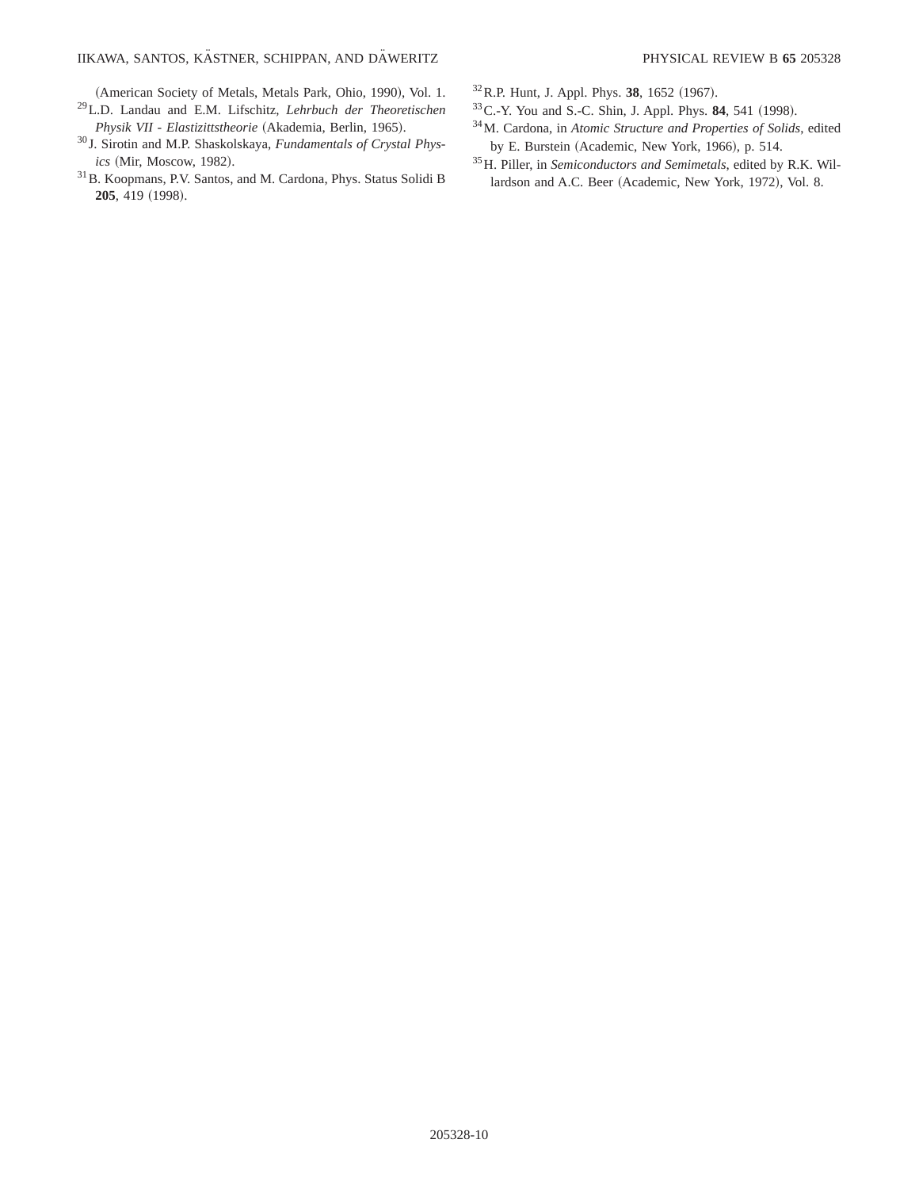(American Society of Metals, Metals Park, Ohio, 1990), Vol. 1.

[29] L.D. Landau and E.M. Lifschitz, *Lehrbuch der Theoretischen Physik VII - Elastizittstheorie* (Akademia, Berlin, 1965).

[30] J. Sirotin and M.P. Shaskolskaya, *Fundamentals of Crystal Physics* (Mir, Moscow, 1982).

[31] B. Koopmans, P.V. Santos, and M. Cardona, Phys. Status Solidi B **205**, 419 (1998).

[32] R.P. Hunt, J. Appl. Phys. **38**, 1652 (1967).

[33] C.-Y. You and S.-C. Shin, J. Appl. Phys. **84**, 541 (1998).

[34] M. Cardona, in *Atomic Structure and Properties of Solids*, edited by E. Burstein (Academic, New York, 1966), p. 514.

[35] H. Piller, in *Semiconductors and Semimetals*, edited by R.K. Willardson and A.C. Beer (Academic, New York, 1972), Vol. 8.